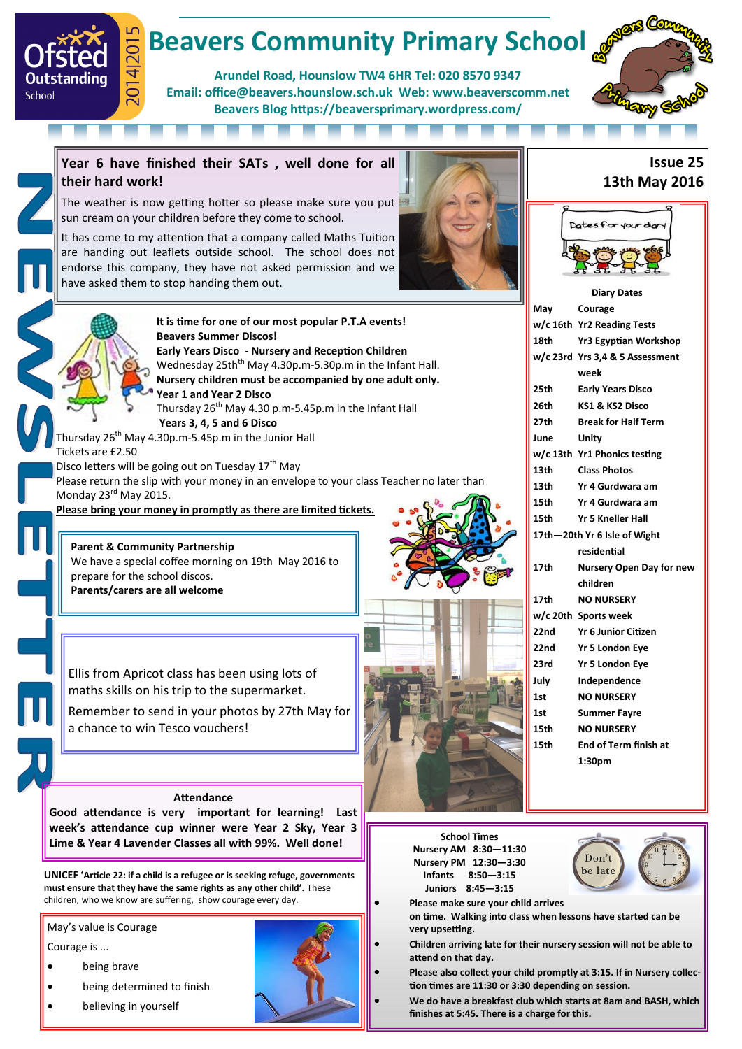# Beavers Community Primary School

Arundel Road, Hounslow TW4 6HR Tel: 020 8570 9347
Email: office@beavers.hounslow.sch.uk Web: www.beaverscomm.net
Beavers Blog https://beaversprimary.wordpress.com/

Ofsted Outstanding School 2014|2015

NEWSLETTER

**Issue 25**
**13th May 2016**

## Year 6 have finished their SATs , well done for all their hard work!

The weather is now getting hotter so please make sure you put sun cream on your children before they come to school.

It has come to my attention that a company called Maths Tuition are handing out leaflets outside school. The school does not endorse this company, they have not asked permission and we have asked them to stop handing them out.

**It is time for one of our most popular P.T.A events!**
**Beavers Summer Discos!**

**Early Years Disco - Nursery and Reception Children**
Wednesday 25th May 4.30p.m-5.30p.m in the Infant Hall.
**Nursery children must be accompanied by one adult only.**

**Year 1 and Year 2 Disco**
Thursday 26th May 4.30 p.m-5.45p.m in the Infant Hall

**Years 3, 4, 5 and 6 Disco**
Thursday 26th May 4.30p.m-5.45p.m in the Junior Hall

Tickets are £2.50

Disco letters will be going out on Tuesday 17th May

Please return the slip with your money in an envelope to your class Teacher no later than Monday 23rd May 2015.

**Please bring your money in promptly as there are limited tickets.**

**Parent & Community Partnership**
We have a special coffee morning on 19th May 2016 to prepare for the school discos.
**Parents/carers are all welcome**

Ellis from Apricot class has been using lots of maths skills on his trip to the supermarket.

Remember to send in your photos by 27th May for a chance to win Tesco vouchers!

### Attendance

**Good attendance is very important for learning! Last week's attendance cup winner were Year 2 Sky, Year 3 Lime & Year 4 Lavender Classes all with 99%. Well done!**

**UNICEF 'Article 22: if a child is a refugee or is seeking refuge, governments must ensure that they have the same rights as any other child'.** These children, who we know are suffering, show courage every day.

May's value is Courage

Courage is ...

- being brave
- being determined to finish
- believing in yourself

### Dates for your diary

**Diary Dates**

| | |
|---|---|
| **May** | **Courage** |
| **w/c 16th** | **Yr2 Reading Tests** |
| **18th** | **Yr3 Egyptian Workshop** |
| **w/c 23rd** | **Yrs 3,4 & 5 Assessment week** |
| **25th** | **Early Years Disco** |
| **26th** | **KS1 & KS2 Disco** |
| **27th** | **Break for Half Term** |
| **June** | **Unity** |
| **w/c 13th** | **Yr1 Phonics testing** |
| **13th** | **Class Photos** |
| **13th** | **Yr 4 Gurdwara am** |
| **15th** | **Yr 4 Gurdwara am** |
| **15th** | **Yr 5 Kneller Hall** |
| **17th—20th** | **Yr 6 Isle of Wight residential** |
| **17th** | **Nursery Open Day for new children** |
| **17th** | **NO NURSERY** |
| **w/c 20th** | **Sports week** |
| **22nd** | **Yr 6 Junior Citizen** |
| **22nd** | **Yr 5 London Eye** |
| **23rd** | **Yr 5 London Eye** |
| **July** | **Independence** |
| **1st** | **NO NURSERY** |
| **1st** | **Summer Fayre** |
| **15th** | **NO NURSERY** |
| **15th** | **End of Term finish at 1:30pm** |

**School Times**

| | |
|---|---|
| **Nursery AM** | **8:30—11:30** |
| **Nursery PM** | **12:30—3:30** |
| **Infants** | **8:50—3:15** |
| **Juniors** | **8:45—3:15** |

Don't be late

- **Please make sure your child arrives on time. Walking into class when lessons have started can be very upsetting.**
- **Children arriving late for their nursery session will not be able to attend on that day.**
- **Please also collect your child promptly at 3:15. If in Nursery collection times are 11:30 or 3:30 depending on session.**
- **We do have a breakfast club which starts at 8am and BASH, which finishes at 5:45. There is a charge for this.**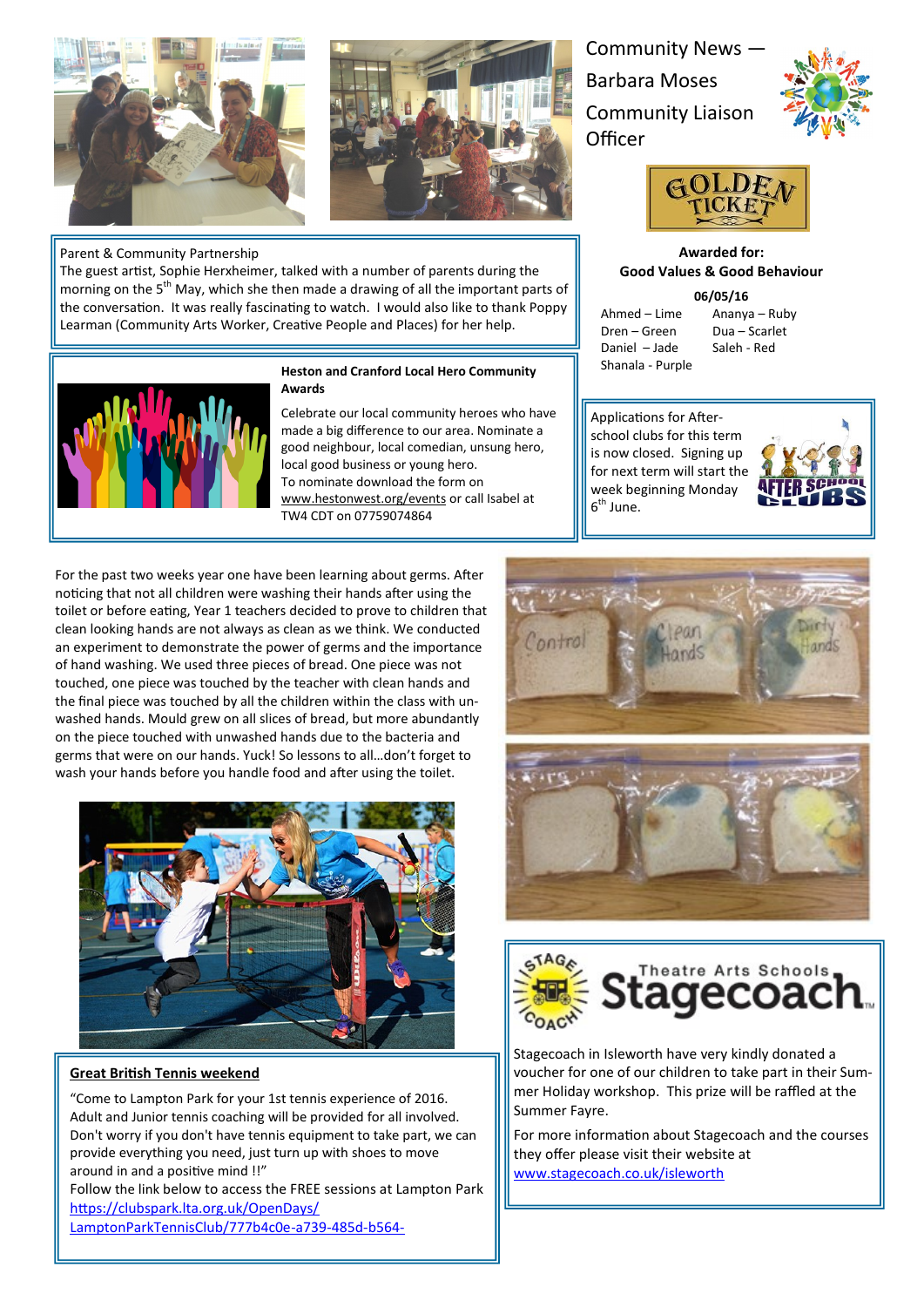## Community News — Barbara Moses Community Liaison Officer

### Parent & Community Partnership

The guest artist, Sophie Herxheimer, talked with a number of parents during the morning on the 5th May, which she then made a drawing of all the important parts of the conversation. It was really fascinating to watch. I would also like to thank Poppy Learman (Community Arts Worker, Creative People and Places) for her help.

### GOLDEN TICKET

**Awarded for:**
**Good Values & Good Behaviour**

**06/05/16**

| | |
|---|---|
| Ahmed – Lime | Ananya – Ruby |
| Dren – Green | Dua – Scarlet |
| Daniel – Jade | Saleh - Red |
| Shanala - Purple | |

### Heston and Cranford Local Hero Community Awards

Celebrate our local community heroes who have made a big difference to our area. Nominate a good neighbour, local comedian, unsung hero, local good business or young hero.
To nominate download the form on www.hestonwest.org/events or call Isabel at TW4 CDT on 07759074864

### AFTER SCHOOL CLUBS

Applications for After-school clubs for this term is now closed. Signing up for next term will start the week beginning Monday 6th June.

For the past two weeks year one have been learning about germs. After noticing that not all children were washing their hands after using the toilet or before eating, Year 1 teachers decided to prove to children that clean looking hands are not always as clean as we think. We conducted an experiment to demonstrate the power of germs and the importance of hand washing. We used three pieces of bread. One piece was not touched, one piece was touched by the teacher with clean hands and the final piece was touched by all the children within the class with un-washed hands. Mould grew on all slices of bread, but more abundantly on the piece touched with unwashed hands due to the bacteria and germs that were on our hands. Yuck! So lessons to all…don't forget to wash your hands before you handle food and after using the toilet.

### Great British Tennis weekend

"Come to Lampton Park for your 1st tennis experience of 2016. Adult and Junior tennis coaching will be provided for all involved. Don't worry if you don't have tennis equipment to take part, we can provide everything you need, just turn up with shoes to move around in and a positive mind !!"
Follow the link below to access the FREE sessions at Lampton Park
https://clubspark.lta.org.uk/OpenDays/LamptonParkTennisClub/777b4c0e-a739-485d-b564-

### Stagecoach Theatre Arts Schools

Stagecoach in Isleworth have very kindly donated a voucher for one of our children to take part in their Summer Holiday workshop. This prize will be raffled at the Summer Fayre.

For more information about Stagecoach and the courses they offer please visit their website at www.stagecoach.co.uk/isleworth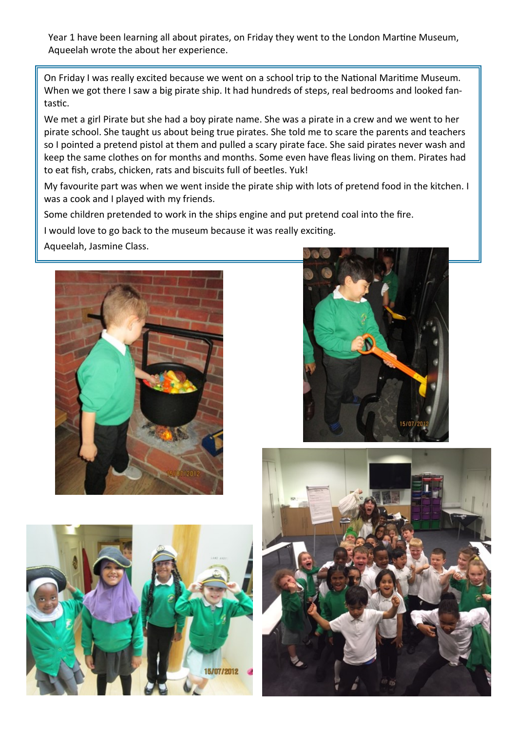Year 1 have been learning all about pirates, on Friday they went to the London Martine Museum, Aqueelah wrote the about her experience.

On Friday I was really excited because we went on a school trip to the National Maritime Museum. When we got there I saw a big pirate ship. It had hundreds of steps, real bedrooms and looked fantastic.

We met a girl Pirate but she had a boy pirate name. She was a pirate in a crew and we went to her pirate school. She taught us about being true pirates. She told me to scare the parents and teachers so I pointed a pretend pistol at them and pulled a scary pirate face. She said pirates never wash and keep the same clothes on for months and months. Some even have fleas living on them. Pirates had to eat fish, crabs, chicken, rats and biscuits full of beetles. Yuk!

My favourite part was when we went inside the pirate ship with lots of pretend food in the kitchen. I was a cook and I played with my friends.

Some children pretended to work in the ships engine and put pretend coal into the fire.

I would love to go back to the museum because it was really exciting.

Aqueelah, Jasmine Class.